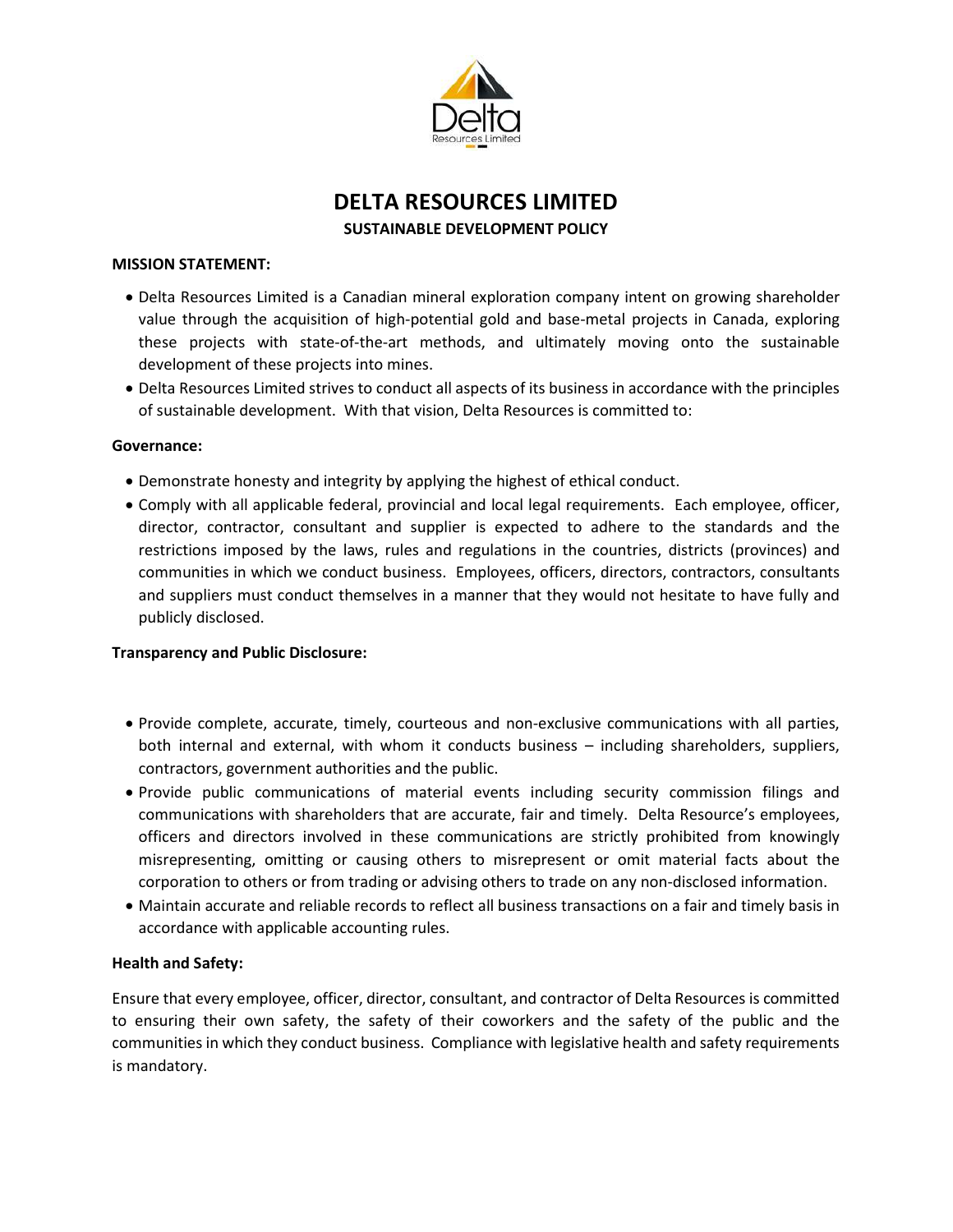# DELTA RESOURCES LIMITED

## SUSTAINABLE DEVELOPMENT POLICY

**MISSION STATEMENT:**

- Delta Resources Limited is a Canadian mineral exploration company intent on growing shareholder value through the acquisition of high-potential gold and base-metal projects in Canada, exploring these projects with state-of-the-art methods, and ultimately moving onto the sustainable development of these projects into mines.
- Delta Resources Limited strives to conduct all aspects of its business in accordance with the principles of sustainable development. With that vision, Delta Resources is committed to:

**Governance:**

- Demonstrate honesty and integrity by applying the highest of ethical conduct.
- Comply with all applicable federal, provincial and local legal requirements. Each employee, officer, director, contractor, consultant and supplier is expected to adhere to the standards and the restrictions imposed by the laws, rules and regulations in the countries, districts (provinces) and communities in which we conduct business. Employees, officers, directors, contractors, consultants and suppliers must conduct themselves in a manner that they would not hesitate to have fully and publicly disclosed.

**Transparency and Public Disclosure:**

- Provide complete, accurate, timely, courteous and non-exclusive communications with all parties, both internal and external, with whom it conducts business – including shareholders, suppliers, contractors, government authorities and the public.
- Provide public communications of material events including security commission filings and communications with shareholders that are accurate, fair and timely. Delta Resource's employees, officers and directors involved in these communications are strictly prohibited from knowingly misrepresenting, omitting or causing others to misrepresent or omit material facts about the corporation to others or from trading or advising others to trade on any non-disclosed information.
- Maintain accurate and reliable records to reflect all business transactions on a fair and timely basis in accordance with applicable accounting rules.

**Health and Safety:**

Ensure that every employee, officer, director, consultant, and contractor of Delta Resources is committed to ensuring their own safety, the safety of their coworkers and the safety of the public and the communities in which they conduct business. Compliance with legislative health and safety requirements is mandatory.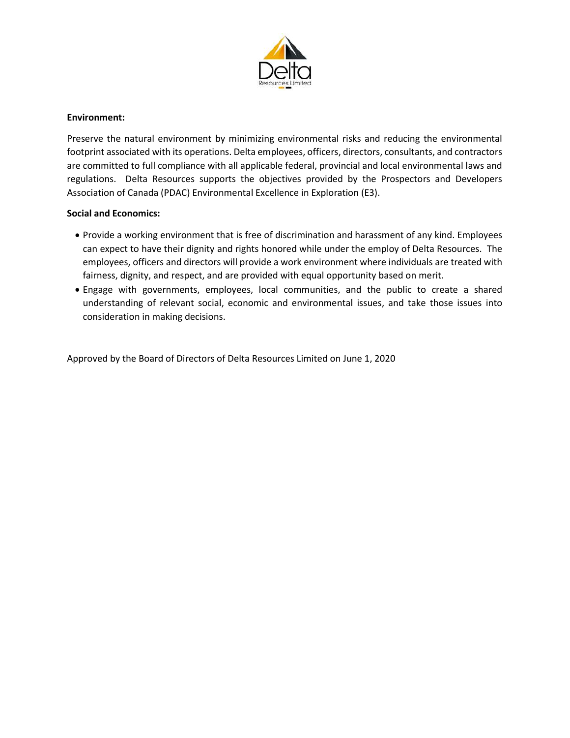**Environment:**

Preserve the natural environment by minimizing environmental risks and reducing the environmental footprint associated with its operations. Delta employees, officers, directors, consultants, and contractors are committed to full compliance with all applicable federal, provincial and local environmental laws and regulations. Delta Resources supports the objectives provided by the Prospectors and Developers Association of Canada (PDAC) Environmental Excellence in Exploration (E3).

**Social and Economics:**

- Provide a working environment that is free of discrimination and harassment of any kind. Employees can expect to have their dignity and rights honored while under the employ of Delta Resources. The employees, officers and directors will provide a work environment where individuals are treated with fairness, dignity, and respect, and are provided with equal opportunity based on merit.
- Engage with governments, employees, local communities, and the public to create a shared understanding of relevant social, economic and environmental issues, and take those issues into consideration in making decisions.

Approved by the Board of Directors of Delta Resources Limited on June 1, 2020